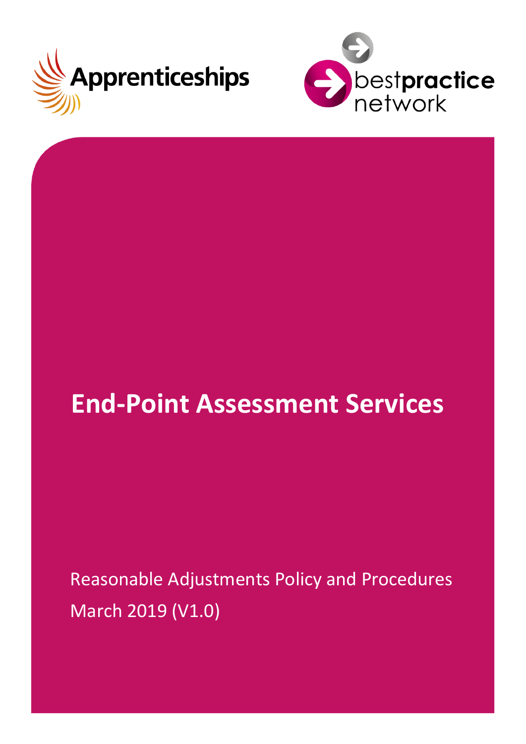Apprenticeships

best practice network

# End-Point Assessment Services

Reasonable Adjustments Policy and Procedures

March 2019 (V1.0)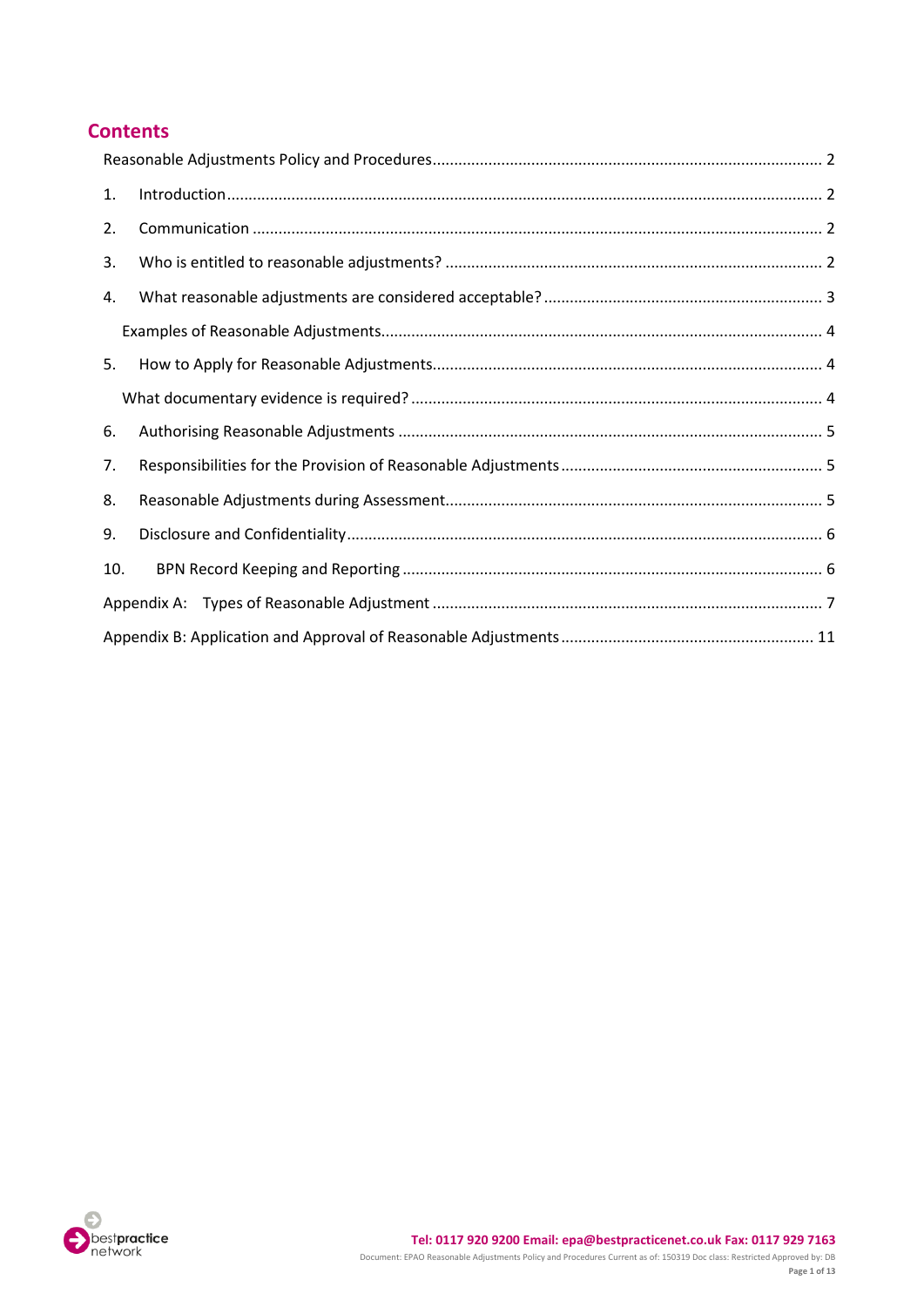## Contents

Reasonable Adjustments Policy and Procedures ........................................................................................ 2

1. Introduction ........................................................................................................................................ 2
2. Communication .................................................................................................................................. 2
3. Who is entitled to reasonable adjustments? ...................................................................................... 2
4. What reasonable adjustments are considered acceptable? ............................................................... 3

   Examples of Reasonable Adjustments ..................................................................................................... 4

5. How to Apply for Reasonable Adjustments ........................................................................................ 4

   What documentary evidence is required? .............................................................................................. 4

6. Authorising Reasonable Adjustments ................................................................................................. 5
7. Responsibilities for the Provision of Reasonable Adjustments ........................................................... 5
8. Reasonable Adjustments during Assessment ..................................................................................... 5
9. Disclosure and Confidentiality ............................................................................................................ 6
10. BPN Record Keeping and Reporting ................................................................................................ 6

Appendix A: Types of Reasonable Adjustment .......................................................................................... 7

Appendix B: Application and Approval of Reasonable Adjustments .......................................................... 11

**Tel: 0117 920 9200 Email: epa@bestpracticenet.co.uk Fax: 0117 929 7163**

Document: EPAO Reasonable Adjustments Policy and Procedures Current as of: 150319 Doc class: Restricted Approved by: DB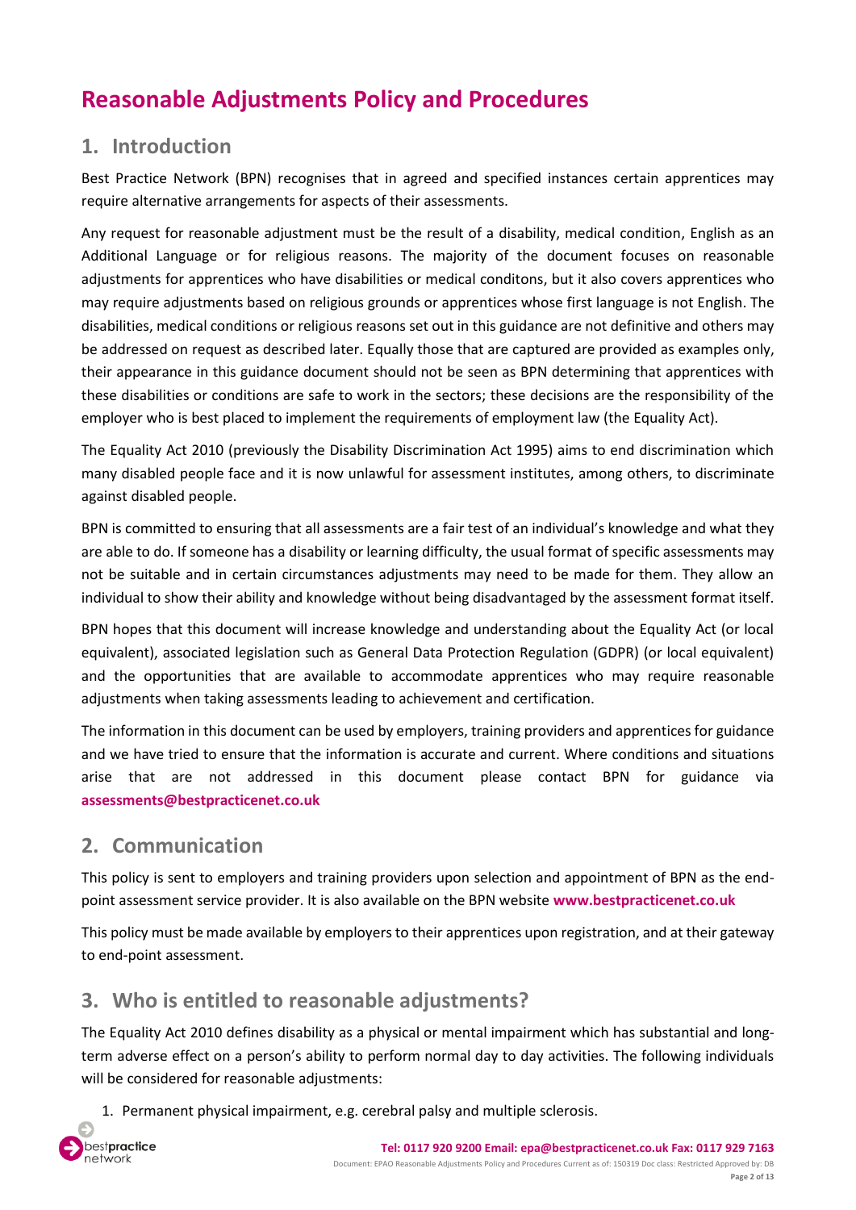# Reasonable Adjustments Policy and Procedures

## 1. Introduction

Best Practice Network (BPN) recognises that in agreed and specified instances certain apprentices may require alternative arrangements for aspects of their assessments.

Any request for reasonable adjustment must be the result of a disability, medical condition, English as an Additional Language or for religious reasons. The majority of the document focuses on reasonable adjustments for apprentices who have disabilities or medical conditons, but it also covers apprentices who may require adjustments based on religious grounds or apprentices whose first language is not English. The disabilities, medical conditions or religious reasons set out in this guidance are not definitive and others may be addressed on request as described later. Equally those that are captured are provided as examples only, their appearance in this guidance document should not be seen as BPN determining that apprentices with these disabilities or conditions are safe to work in the sectors; these decisions are the responsibility of the employer who is best placed to implement the requirements of employment law (the Equality Act).

The Equality Act 2010 (previously the Disability Discrimination Act 1995) aims to end discrimination which many disabled people face and it is now unlawful for assessment institutes, among others, to discriminate against disabled people.

BPN is committed to ensuring that all assessments are a fair test of an individual's knowledge and what they are able to do. If someone has a disability or learning difficulty, the usual format of specific assessments may not be suitable and in certain circumstances adjustments may need to be made for them. They allow an individual to show their ability and knowledge without being disadvantaged by the assessment format itself.

BPN hopes that this document will increase knowledge and understanding about the Equality Act (or local equivalent), associated legislation such as General Data Protection Regulation (GDPR) (or local equivalent) and the opportunities that are available to accommodate apprentices who may require reasonable adjustments when taking assessments leading to achievement and certification.

The information in this document can be used by employers, training providers and apprentices for guidance and we have tried to ensure that the information is accurate and current. Where conditions and situations arise that are not addressed in this document please contact BPN for guidance via **assessments@bestpracticenet.co.uk**

## 2. Communication

This policy is sent to employers and training providers upon selection and appointment of BPN as the end-point assessment service provider. It is also available on the BPN website **www.bestpracticenet.co.uk**

This policy must be made available by employers to their apprentices upon registration, and at their gateway to end-point assessment.

## 3. Who is entitled to reasonable adjustments?

The Equality Act 2010 defines disability as a physical or mental impairment which has substantial and long-term adverse effect on a person's ability to perform normal day to day activities. The following individuals will be considered for reasonable adjustments:

1. Permanent physical impairment, e.g. cerebral palsy and multiple sclerosis.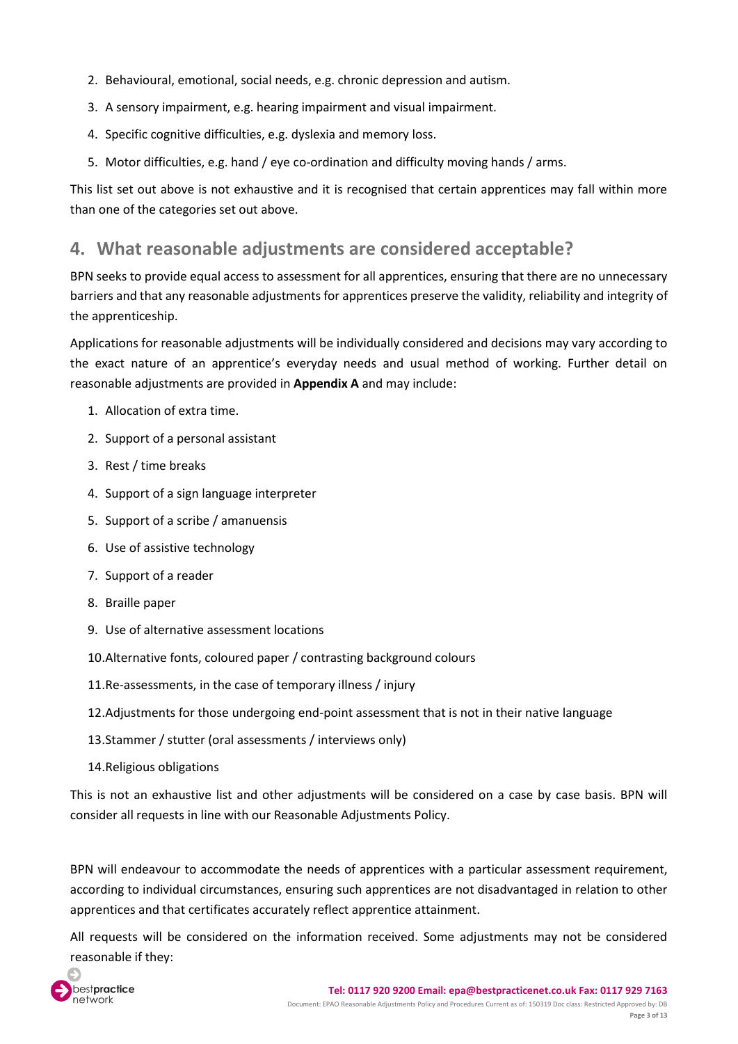2. Behavioural, emotional, social needs, e.g. chronic depression and autism.
3. A sensory impairment, e.g. hearing impairment and visual impairment.
4. Specific cognitive difficulties, e.g. dyslexia and memory loss.
5. Motor difficulties, e.g. hand / eye co-ordination and difficulty moving hands / arms.

This list set out above is not exhaustive and it is recognised that certain apprentices may fall within more than one of the categories set out above.

## 4. What reasonable adjustments are considered acceptable?

BPN seeks to provide equal access to assessment for all apprentices, ensuring that there are no unnecessary barriers and that any reasonable adjustments for apprentices preserve the validity, reliability and integrity of the apprenticeship.

Applications for reasonable adjustments will be individually considered and decisions may vary according to the exact nature of an apprentice's everyday needs and usual method of working. Further detail on reasonable adjustments are provided in **Appendix A** and may include:

1. Allocation of extra time.
2. Support of a personal assistant
3. Rest / time breaks
4. Support of a sign language interpreter
5. Support of a scribe / amanuensis
6. Use of assistive technology
7. Support of a reader
8. Braille paper
9. Use of alternative assessment locations
10. Alternative fonts, coloured paper / contrasting background colours
11. Re-assessments, in the case of temporary illness / injury
12. Adjustments for those undergoing end-point assessment that is not in their native language
13. Stammer / stutter (oral assessments / interviews only)
14. Religious obligations

This is not an exhaustive list and other adjustments will be considered on a case by case basis. BPN will consider all requests in line with our Reasonable Adjustments Policy.

BPN will endeavour to accommodate the needs of apprentices with a particular assessment requirement, according to individual circumstances, ensuring such apprentices are not disadvantaged in relation to other apprentices and that certificates accurately reflect apprentice attainment.

All requests will be considered on the information received. Some adjustments may not be considered reasonable if they: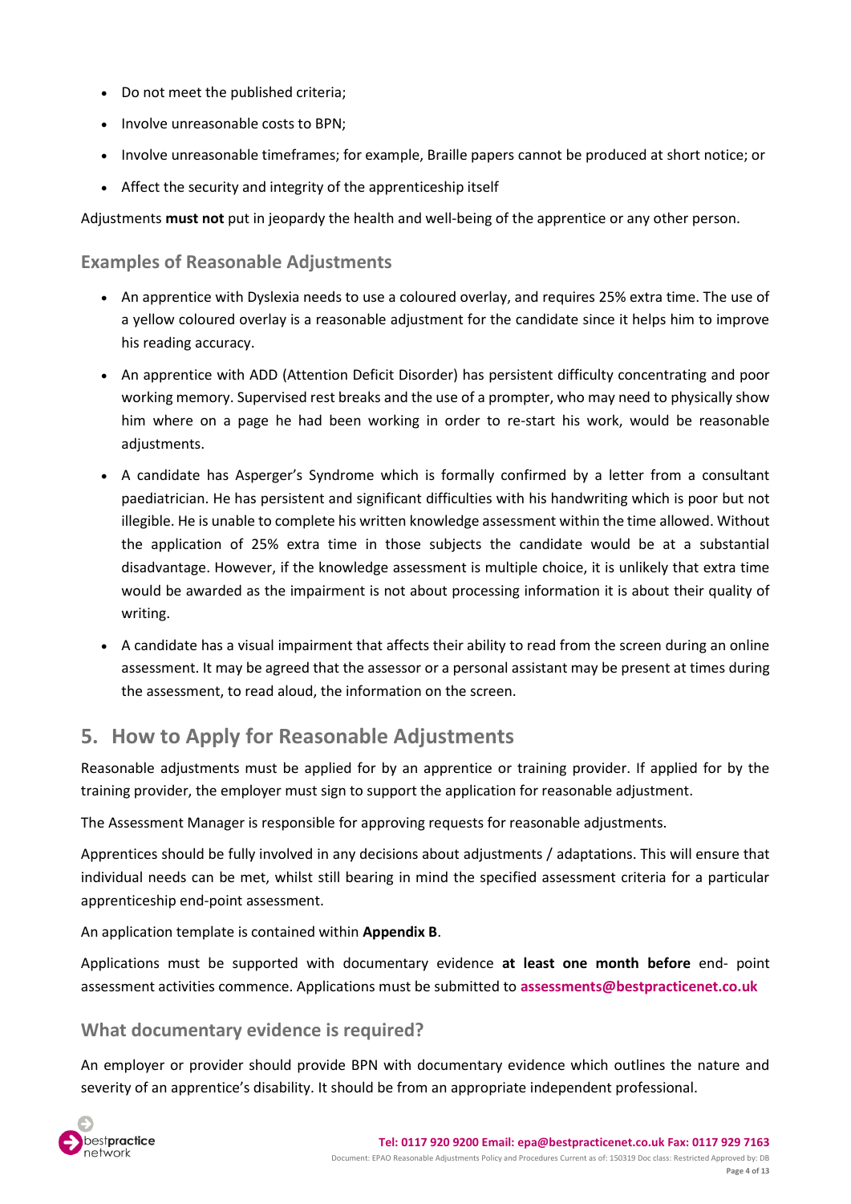- Do not meet the published criteria;
- Involve unreasonable costs to BPN;
- Involve unreasonable timeframes; for example, Braille papers cannot be produced at short notice; or
- Affect the security and integrity of the apprenticeship itself

Adjustments **must not** put in jeopardy the health and well-being of the apprentice or any other person.

### Examples of Reasonable Adjustments

- An apprentice with Dyslexia needs to use a coloured overlay, and requires 25% extra time. The use of a yellow coloured overlay is a reasonable adjustment for the candidate since it helps him to improve his reading accuracy.
- An apprentice with ADD (Attention Deficit Disorder) has persistent difficulty concentrating and poor working memory. Supervised rest breaks and the use of a prompter, who may need to physically show him where on a page he had been working in order to re-start his work, would be reasonable adjustments.
- A candidate has Asperger's Syndrome which is formally confirmed by a letter from a consultant paediatrician. He has persistent and significant difficulties with his handwriting which is poor but not illegible. He is unable to complete his written knowledge assessment within the time allowed. Without the application of 25% extra time in those subjects the candidate would be at a substantial disadvantage. However, if the knowledge assessment is multiple choice, it is unlikely that extra time would be awarded as the impairment is not about processing information it is about their quality of writing.
- A candidate has a visual impairment that affects their ability to read from the screen during an online assessment. It may be agreed that the assessor or a personal assistant may be present at times during the assessment, to read aloud, the information on the screen.

## 5. How to Apply for Reasonable Adjustments

Reasonable adjustments must be applied for by an apprentice or training provider. If applied for by the training provider, the employer must sign to support the application for reasonable adjustment.

The Assessment Manager is responsible for approving requests for reasonable adjustments.

Apprentices should be fully involved in any decisions about adjustments / adaptations. This will ensure that individual needs can be met, whilst still bearing in mind the specified assessment criteria for a particular apprenticeship end-point assessment.

An application template is contained within **Appendix B**.

Applications must be supported with documentary evidence **at least one month before** end- point assessment activities commence. Applications must be submitted to **assessments@bestpracticenet.co.uk**

### What documentary evidence is required?

An employer or provider should provide BPN with documentary evidence which outlines the nature and severity of an apprentice's disability. It should be from an appropriate independent professional.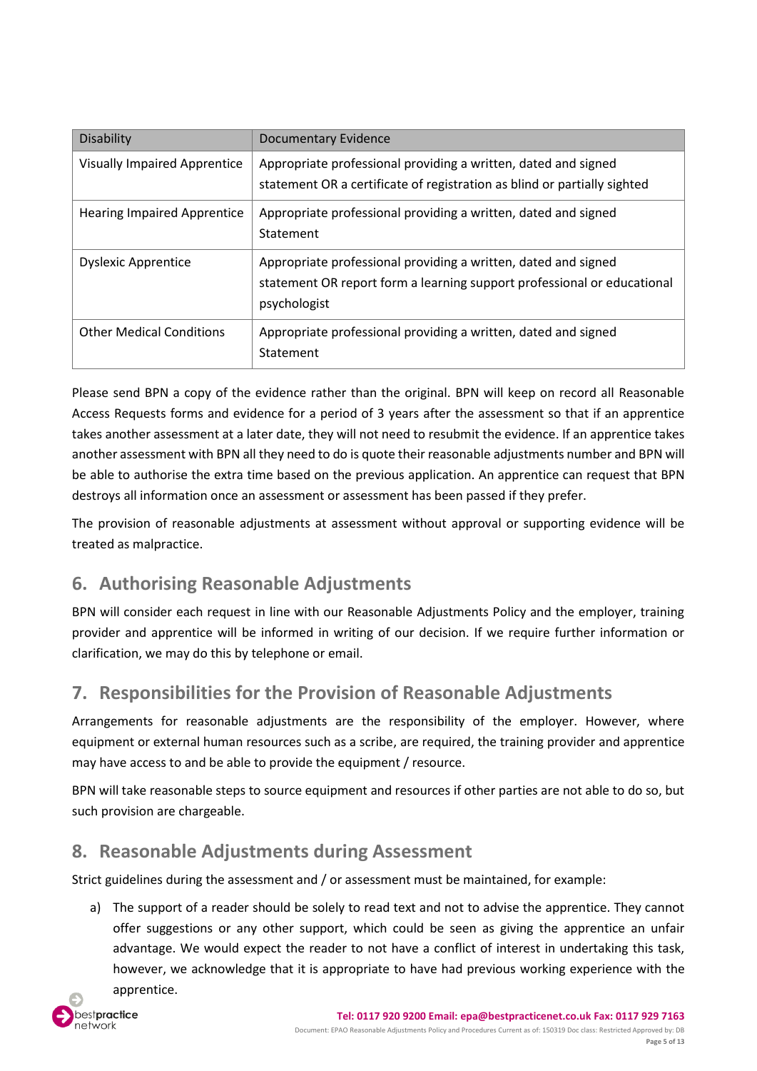| Disability | Documentary Evidence |
| --- | --- |
| Visually Impaired Apprentice | Appropriate professional providing a written, dated and signed statement OR a certificate of registration as blind or partially sighted |
| Hearing Impaired Apprentice | Appropriate professional providing a written, dated and signed Statement |
| Dyslexic Apprentice | Appropriate professional providing a written, dated and signed statement OR report form a learning support professional or educational psychologist |
| Other Medical Conditions | Appropriate professional providing a written, dated and signed Statement |

Please send BPN a copy of the evidence rather than the original. BPN will keep on record all Reasonable Access Requests forms and evidence for a period of 3 years after the assessment so that if an apprentice takes another assessment at a later date, they will not need to resubmit the evidence. If an apprentice takes another assessment with BPN all they need to do is quote their reasonable adjustments number and BPN will be able to authorise the extra time based on the previous application. An apprentice can request that BPN destroys all information once an assessment or assessment has been passed if they prefer.

The provision of reasonable adjustments at assessment without approval or supporting evidence will be treated as malpractice.

## 6. Authorising Reasonable Adjustments

BPN will consider each request in line with our Reasonable Adjustments Policy and the employer, training provider and apprentice will be informed in writing of our decision. If we require further information or clarification, we may do this by telephone or email.

## 7. Responsibilities for the Provision of Reasonable Adjustments

Arrangements for reasonable adjustments are the responsibility of the employer. However, where equipment or external human resources such as a scribe, are required, the training provider and apprentice may have access to and be able to provide the equipment / resource.

BPN will take reasonable steps to source equipment and resources if other parties are not able to do so, but such provision are chargeable.

## 8. Reasonable Adjustments during Assessment

Strict guidelines during the assessment and / or assessment must be maintained, for example:

a) The support of a reader should be solely to read text and not to advise the apprentice. They cannot offer suggestions or any other support, which could be seen as giving the apprentice an unfair advantage. We would expect the reader to not have a conflict of interest in undertaking this task, however, we acknowledge that it is appropriate to have had previous working experience with the apprentice.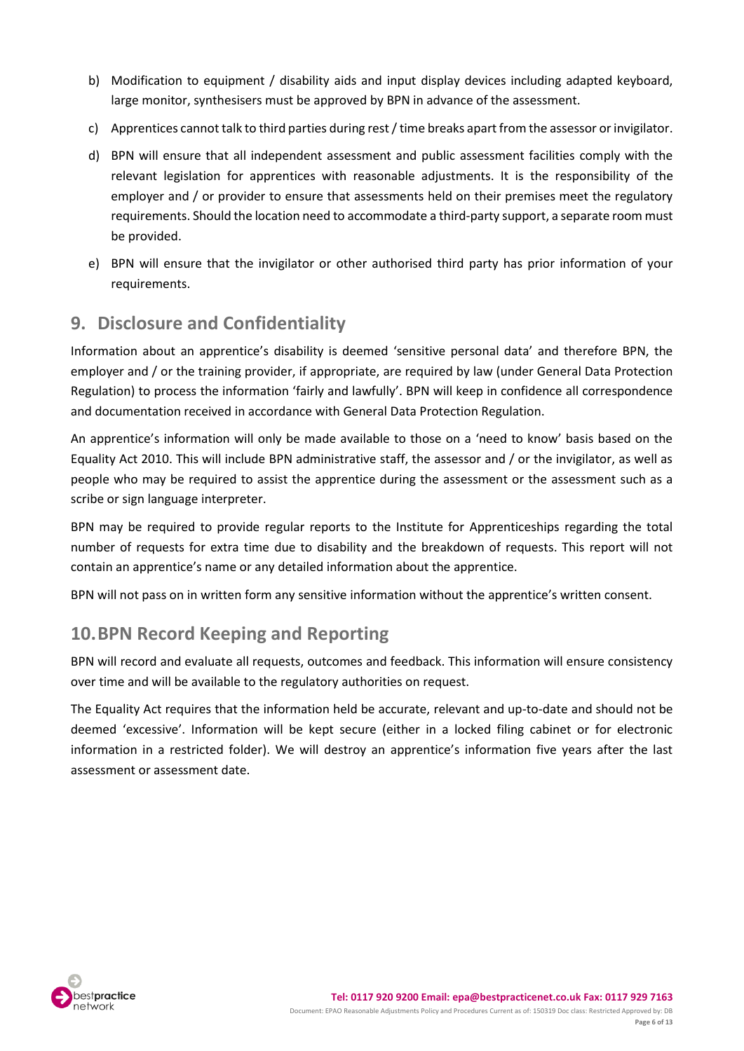b) Modification to equipment / disability aids and input display devices including adapted keyboard, large monitor, synthesisers must be approved by BPN in advance of the assessment.

c) Apprentices cannot talk to third parties during rest / time breaks apart from the assessor or invigilator.

d) BPN will ensure that all independent assessment and public assessment facilities comply with the relevant legislation for apprentices with reasonable adjustments. It is the responsibility of the employer and / or provider to ensure that assessments held on their premises meet the regulatory requirements. Should the location need to accommodate a third-party support, a separate room must be provided.

e) BPN will ensure that the invigilator or other authorised third party has prior information of your requirements.

## 9. Disclosure and Confidentiality

Information about an apprentice's disability is deemed 'sensitive personal data' and therefore BPN, the employer and / or the training provider, if appropriate, are required by law (under General Data Protection Regulation) to process the information 'fairly and lawfully'. BPN will keep in confidence all correspondence and documentation received in accordance with General Data Protection Regulation.

An apprentice's information will only be made available to those on a 'need to know' basis based on the Equality Act 2010. This will include BPN administrative staff, the assessor and / or the invigilator, as well as people who may be required to assist the apprentice during the assessment or the assessment such as a scribe or sign language interpreter.

BPN may be required to provide regular reports to the Institute for Apprenticeships regarding the total number of requests for extra time due to disability and the breakdown of requests. This report will not contain an apprentice's name or any detailed information about the apprentice.

BPN will not pass on in written form any sensitive information without the apprentice's written consent.

## 10. BPN Record Keeping and Reporting

BPN will record and evaluate all requests, outcomes and feedback. This information will ensure consistency over time and will be available to the regulatory authorities on request.

The Equality Act requires that the information held be accurate, relevant and up-to-date and should not be deemed 'excessive'. Information will be kept secure (either in a locked filing cabinet or for electronic information in a restricted folder). We will destroy an apprentice's information five years after the last assessment or assessment date.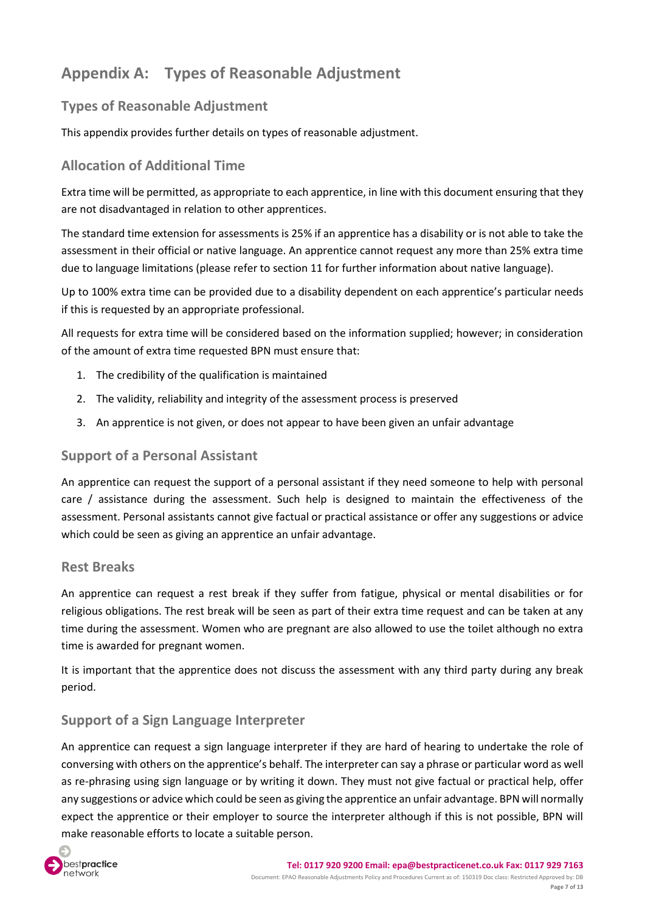# Appendix A: Types of Reasonable Adjustment

## Types of Reasonable Adjustment

This appendix provides further details on types of reasonable adjustment.

## Allocation of Additional Time

Extra time will be permitted, as appropriate to each apprentice, in line with this document ensuring that they are not disadvantaged in relation to other apprentices.

The standard time extension for assessments is 25% if an apprentice has a disability or is not able to take the assessment in their official or native language. An apprentice cannot request any more than 25% extra time due to language limitations (please refer to section 11 for further information about native language).

Up to 100% extra time can be provided due to a disability dependent on each apprentice's particular needs if this is requested by an appropriate professional.

All requests for extra time will be considered based on the information supplied; however; in consideration of the amount of extra time requested BPN must ensure that:

1. The credibility of the qualification is maintained
2. The validity, reliability and integrity of the assessment process is preserved
3. An apprentice is not given, or does not appear to have been given an unfair advantage

## Support of a Personal Assistant

An apprentice can request the support of a personal assistant if they need someone to help with personal care / assistance during the assessment. Such help is designed to maintain the effectiveness of the assessment. Personal assistants cannot give factual or practical assistance or offer any suggestions or advice which could be seen as giving an apprentice an unfair advantage.

## Rest Breaks

An apprentice can request a rest break if they suffer from fatigue, physical or mental disabilities or for religious obligations. The rest break will be seen as part of their extra time request and can be taken at any time during the assessment. Women who are pregnant are also allowed to use the toilet although no extra time is awarded for pregnant women.

It is important that the apprentice does not discuss the assessment with any third party during any break period.

## Support of a Sign Language Interpreter

An apprentice can request a sign language interpreter if they are hard of hearing to undertake the role of conversing with others on the apprentice's behalf. The interpreter can say a phrase or particular word as well as re-phrasing using sign language or by writing it down. They must not give factual or practical help, offer any suggestions or advice which could be seen as giving the apprentice an unfair advantage. BPN will normally expect the apprentice or their employer to source the interpreter although if this is not possible, BPN will make reasonable efforts to locate a suitable person.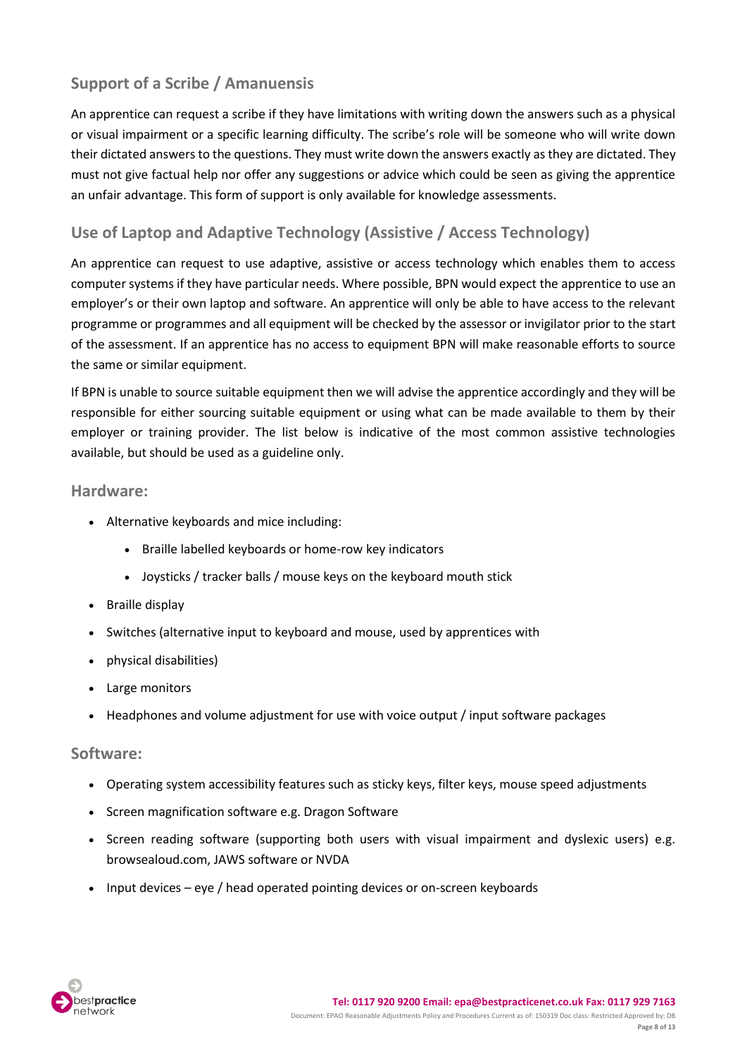## Support of a Scribe / Amanuensis

An apprentice can request a scribe if they have limitations with writing down the answers such as a physical or visual impairment or a specific learning difficulty. The scribe's role will be someone who will write down their dictated answers to the questions. They must write down the answers exactly as they are dictated. They must not give factual help nor offer any suggestions or advice which could be seen as giving the apprentice an unfair advantage. This form of support is only available for knowledge assessments.

## Use of Laptop and Adaptive Technology (Assistive / Access Technology)

An apprentice can request to use adaptive, assistive or access technology which enables them to access computer systems if they have particular needs. Where possible, BPN would expect the apprentice to use an employer's or their own laptop and software. An apprentice will only be able to have access to the relevant programme or programmes and all equipment will be checked by the assessor or invigilator prior to the start of the assessment. If an apprentice has no access to equipment BPN will make reasonable efforts to source the same or similar equipment.

If BPN is unable to source suitable equipment then we will advise the apprentice accordingly and they will be responsible for either sourcing suitable equipment or using what can be made available to them by their employer or training provider. The list below is indicative of the most common assistive technologies available, but should be used as a guideline only.

### Hardware:

- Alternative keyboards and mice including:
  - Braille labelled keyboards or home-row key indicators
  - Joysticks / tracker balls / mouse keys on the keyboard mouth stick
- Braille display
- Switches (alternative input to keyboard and mouse, used by apprentices with
- physical disabilities)
- Large monitors
- Headphones and volume adjustment for use with voice output / input software packages

### Software:

- Operating system accessibility features such as sticky keys, filter keys, mouse speed adjustments
- Screen magnification software e.g. Dragon Software
- Screen reading software (supporting both users with visual impairment and dyslexic users) e.g. browsealoud.com, JAWS software or NVDA
- Input devices – eye / head operated pointing devices or on-screen keyboards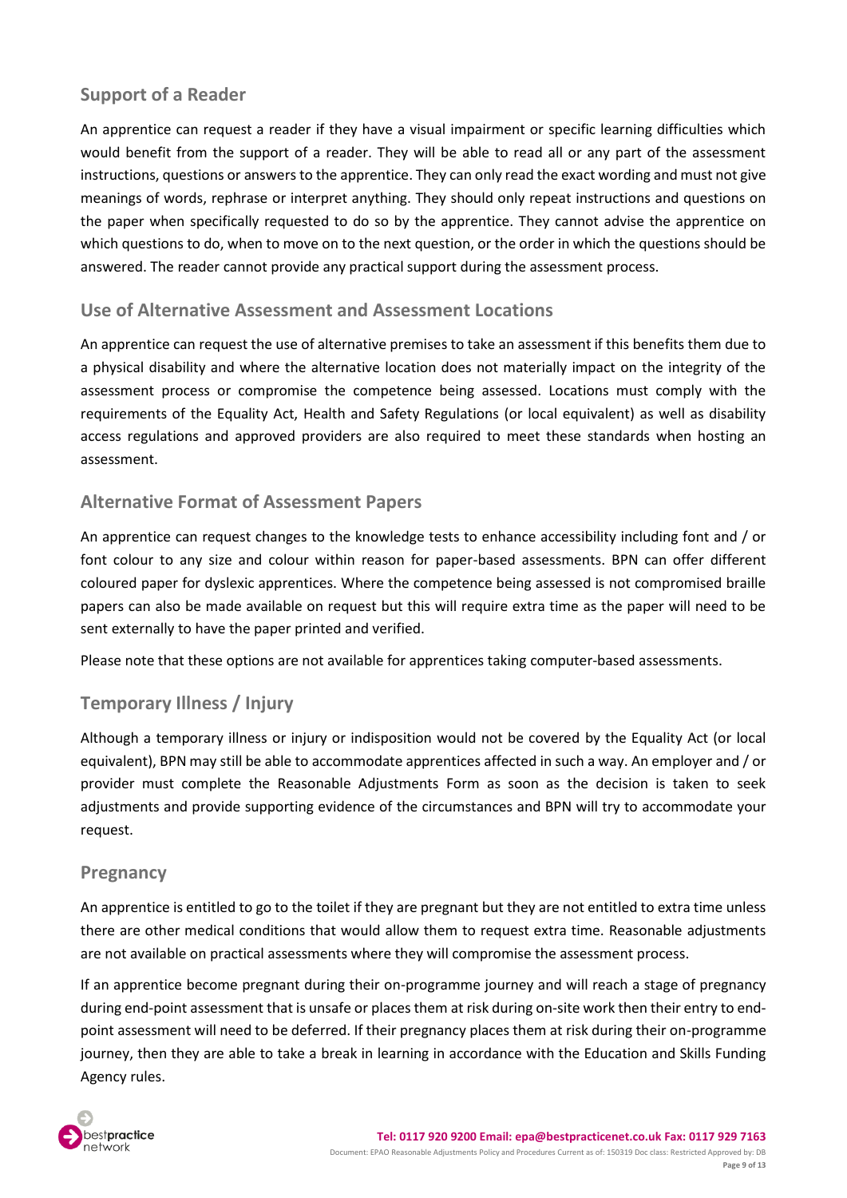## Support of a Reader

An apprentice can request a reader if they have a visual impairment or specific learning difficulties which would benefit from the support of a reader. They will be able to read all or any part of the assessment instructions, questions or answers to the apprentice. They can only read the exact wording and must not give meanings of words, rephrase or interpret anything. They should only repeat instructions and questions on the paper when specifically requested to do so by the apprentice. They cannot advise the apprentice on which questions to do, when to move on to the next question, or the order in which the questions should be answered. The reader cannot provide any practical support during the assessment process.

## Use of Alternative Assessment and Assessment Locations

An apprentice can request the use of alternative premises to take an assessment if this benefits them due to a physical disability and where the alternative location does not materially impact on the integrity of the assessment process or compromise the competence being assessed. Locations must comply with the requirements of the Equality Act, Health and Safety Regulations (or local equivalent) as well as disability access regulations and approved providers are also required to meet these standards when hosting an assessment.

## Alternative Format of Assessment Papers

An apprentice can request changes to the knowledge tests to enhance accessibility including font and / or font colour to any size and colour within reason for paper-based assessments. BPN can offer different coloured paper for dyslexic apprentices. Where the competence being assessed is not compromised braille papers can also be made available on request but this will require extra time as the paper will need to be sent externally to have the paper printed and verified.

Please note that these options are not available for apprentices taking computer-based assessments.

## Temporary Illness / Injury

Although a temporary illness or injury or indisposition would not be covered by the Equality Act (or local equivalent), BPN may still be able to accommodate apprentices affected in such a way. An employer and / or provider must complete the Reasonable Adjustments Form as soon as the decision is taken to seek adjustments and provide supporting evidence of the circumstances and BPN will try to accommodate your request.

## Pregnancy

An apprentice is entitled to go to the toilet if they are pregnant but they are not entitled to extra time unless there are other medical conditions that would allow them to request extra time. Reasonable adjustments are not available on practical assessments where they will compromise the assessment process.

If an apprentice become pregnant during their on-programme journey and will reach a stage of pregnancy during end-point assessment that is unsafe or places them at risk during on-site work then their entry to end-point assessment will need to be deferred. If their pregnancy places them at risk during their on-programme journey, then they are able to take a break in learning in accordance with the Education and Skills Funding Agency rules.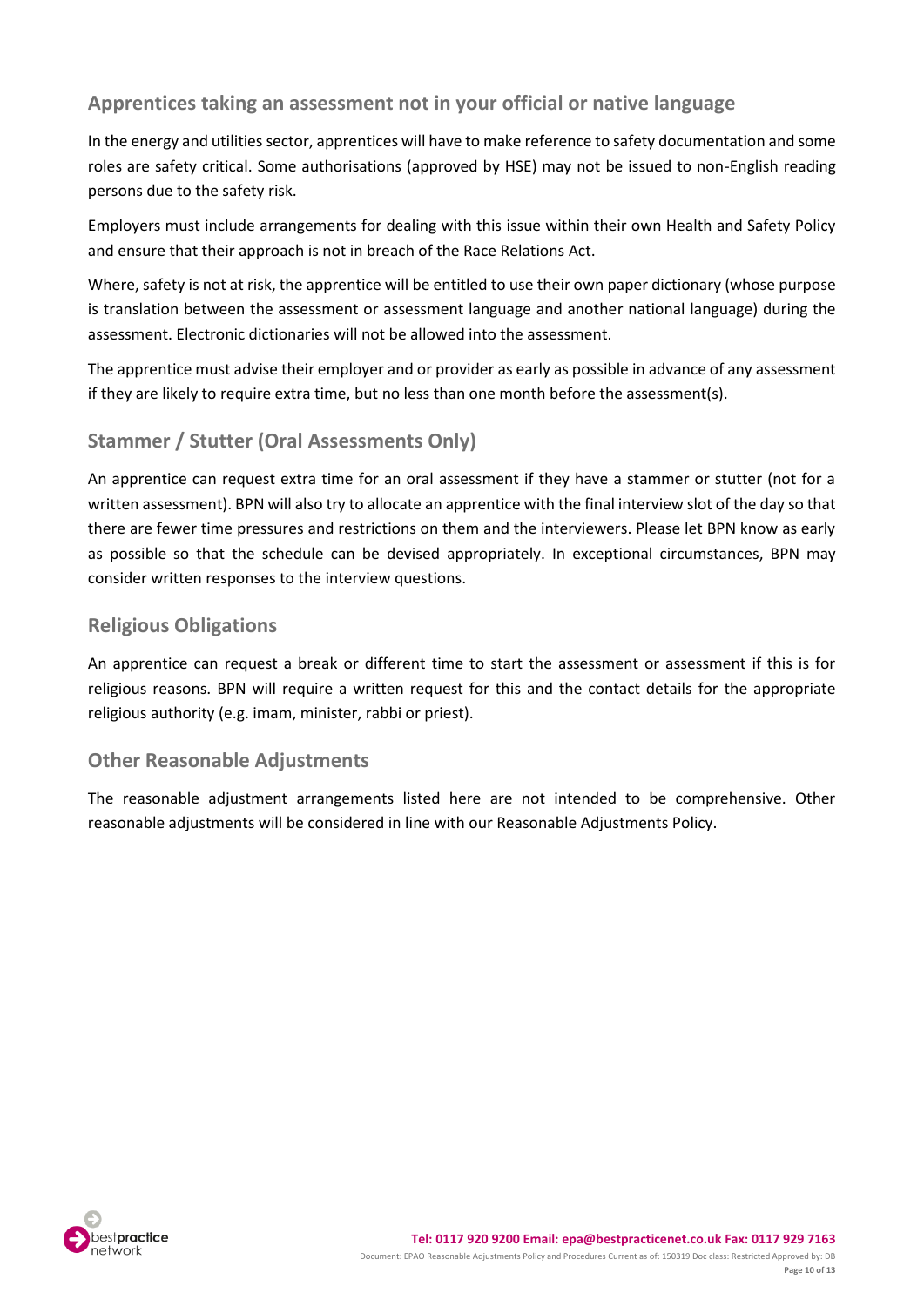## Apprentices taking an assessment not in your official or native language

In the energy and utilities sector, apprentices will have to make reference to safety documentation and some roles are safety critical. Some authorisations (approved by HSE) may not be issued to non-English reading persons due to the safety risk.

Employers must include arrangements for dealing with this issue within their own Health and Safety Policy and ensure that their approach is not in breach of the Race Relations Act.

Where, safety is not at risk, the apprentice will be entitled to use their own paper dictionary (whose purpose is translation between the assessment or assessment language and another national language) during the assessment. Electronic dictionaries will not be allowed into the assessment.

The apprentice must advise their employer and or provider as early as possible in advance of any assessment if they are likely to require extra time, but no less than one month before the assessment(s).

## Stammer / Stutter (Oral Assessments Only)

An apprentice can request extra time for an oral assessment if they have a stammer or stutter (not for a written assessment). BPN will also try to allocate an apprentice with the final interview slot of the day so that there are fewer time pressures and restrictions on them and the interviewers. Please let BPN know as early as possible so that the schedule can be devised appropriately. In exceptional circumstances, BPN may consider written responses to the interview questions.

## Religious Obligations

An apprentice can request a break or different time to start the assessment or assessment if this is for religious reasons. BPN will require a written request for this and the contact details for the appropriate religious authority (e.g. imam, minister, rabbi or priest).

## Other Reasonable Adjustments

The reasonable adjustment arrangements listed here are not intended to be comprehensive. Other reasonable adjustments will be considered in line with our Reasonable Adjustments Policy.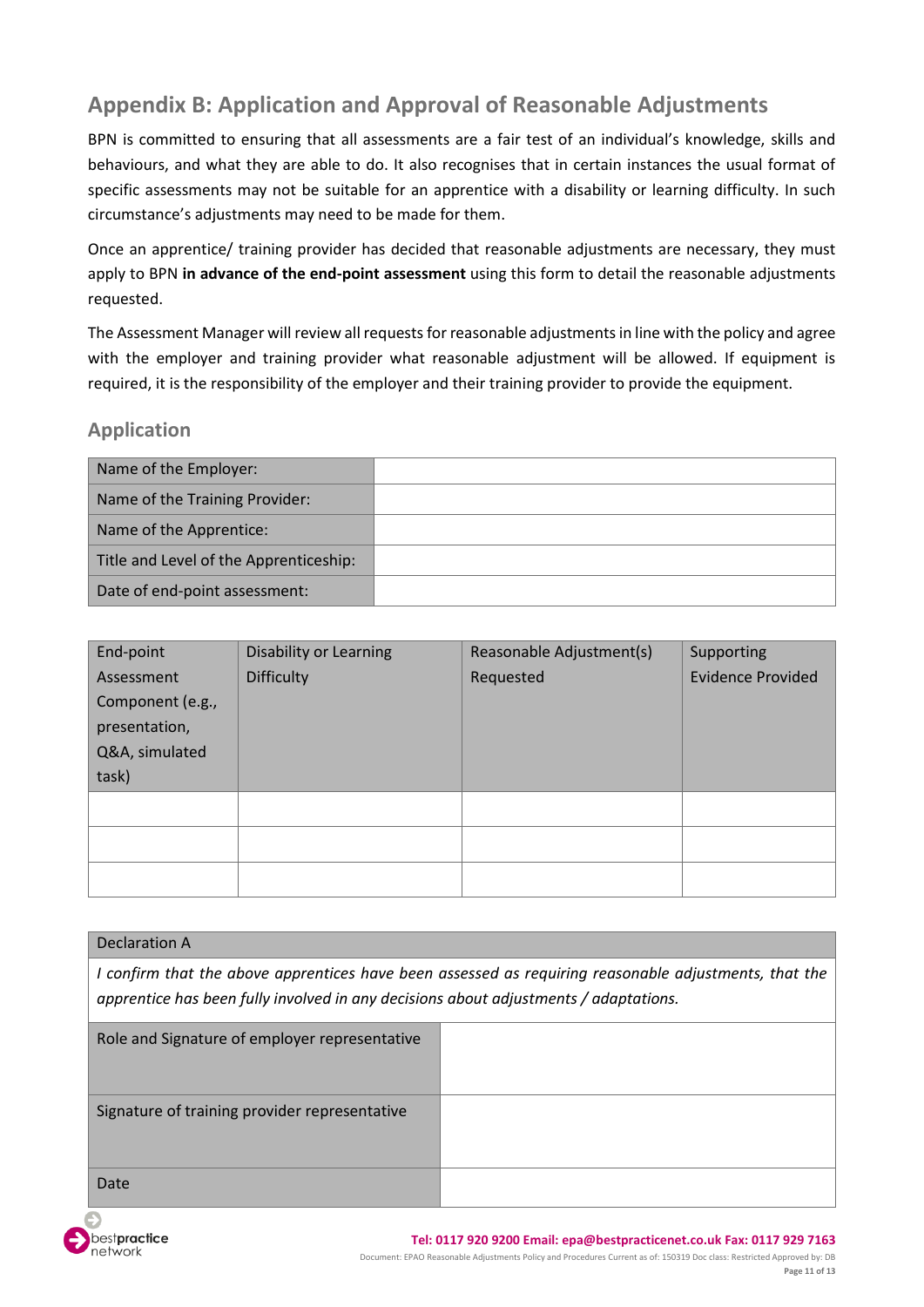## Appendix B: Application and Approval of Reasonable Adjustments

BPN is committed to ensuring that all assessments are a fair test of an individual's knowledge, skills and behaviours, and what they are able to do. It also recognises that in certain instances the usual format of specific assessments may not be suitable for an apprentice with a disability or learning difficulty. In such circumstance's adjustments may need to be made for them.

Once an apprentice/ training provider has decided that reasonable adjustments are necessary, they must apply to BPN **in advance of the end-point assessment** using this form to detail the reasonable adjustments requested.

The Assessment Manager will review all requests for reasonable adjustments in line with the policy and agree with the employer and training provider what reasonable adjustment will be allowed. If equipment is required, it is the responsibility of the employer and their training provider to provide the equipment.

### Application

| | |
|---|---|
| Name of the Employer: | |
| Name of the Training Provider: | |
| Name of the Apprentice: | |
| Title and Level of the Apprenticeship: | |
| Date of end-point assessment: | |

| End-point Assessment Component (e.g., presentation, Q&A, simulated task) | Disability or Learning Difficulty | Reasonable Adjustment(s) Requested | Supporting Evidence Provided |
|---|---|---|---|
| | | | |
| | | | |
| | | | |

| Declaration A | |
|---|---|
| *I confirm that the above apprentices have been assessed as requiring reasonable adjustments, that the apprentice has been fully involved in any decisions about adjustments / adaptations.* | |
| Role and Signature of employer representative | |
| Signature of training provider representative | |
| Date | |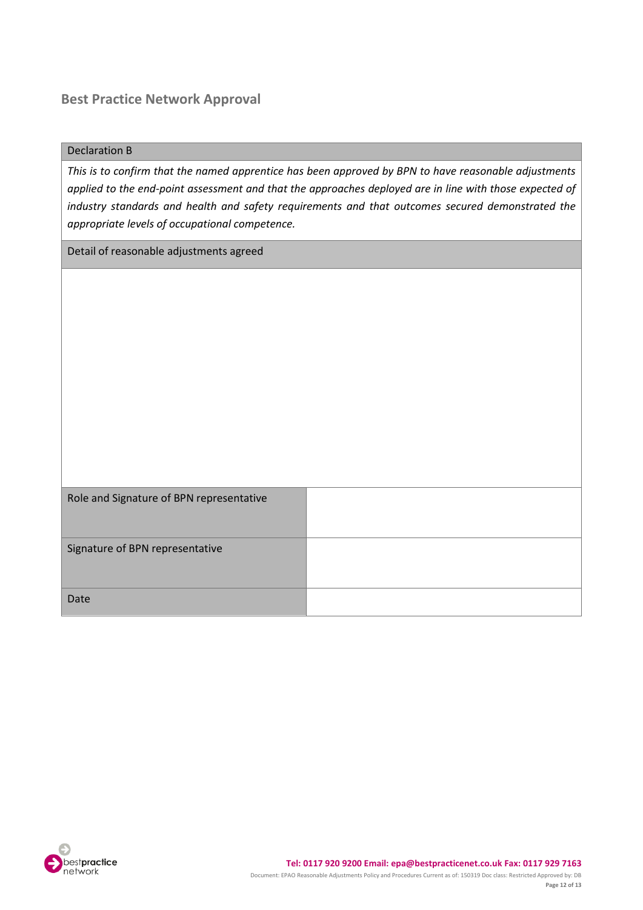## Best Practice Network Approval

| Declaration B | |
|---|---|
| *This is to confirm that the named apprentice has been approved by BPN to have reasonable adjustments applied to the end-point assessment and that the approaches deployed are in line with those expected of industry standards and health and safety requirements and that outcomes secured demonstrated the appropriate levels of occupational competence.* | |
| Detail of reasonable adjustments agreed | |
| | |
| Role and Signature of BPN representative | |
| Signature of BPN representative | |
| Date | |

Tel: 0117 920 9200 Email: epa@bestpracticenet.co.uk Fax: 0117 929 7163

Document: EPAO Reasonable Adjustments Policy and Procedures Current as of: 150319 Doc class: Restricted Approved by: DB